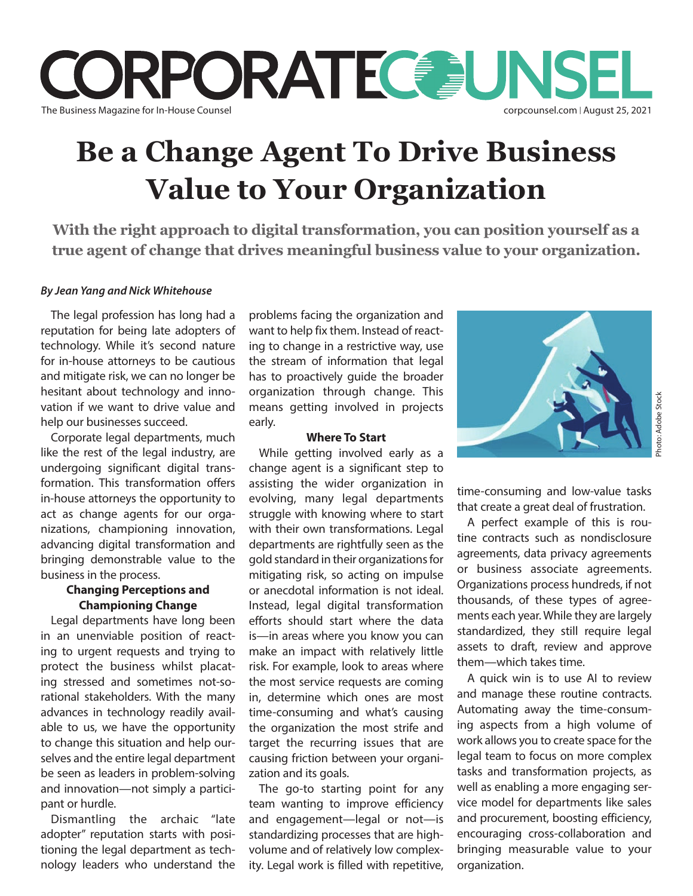# Be a Change Agent To Drive Business Value to Your Organization

**With the right approach to digital transformation, you can position yourself as a true agent of change that drives meaningful business value to your organization.**

***By Jean Yang and Nick Whitehouse***

The legal profession has long had a reputation for being late adopters of technology. While it's second nature for in-house attorneys to be cautious and mitigate risk, we can no longer be hesitant about technology and innovation if we want to drive value and help our businesses succeed.

Corporate legal departments, much like the rest of the legal industry, are undergoing significant digital transformation. This transformation offers in-house attorneys the opportunity to act as change agents for our organizations, championing innovation, advancing digital transformation and bringing demonstrable value to the business in the process.

### Changing Perceptions and Championing Change

Legal departments have long been in an unenviable position of reacting to urgent requests and trying to protect the business whilst placating stressed and sometimes not-so-rational stakeholders. With the many advances in technology readily available to us, we have the opportunity to change this situation and help ourselves and the entire legal department be seen as leaders in problem-solving and innovation—not simply a participant or hurdle.

Dismantling the archaic "late adopter" reputation starts with positioning the legal department as technology leaders who understand the problems facing the organization and want to help fix them. Instead of reacting to change in a restrictive way, use the stream of information that legal has to proactively guide the broader organization through change. This means getting involved in projects early.

### Where To Start

While getting involved early as a change agent is a significant step to assisting the wider organization in evolving, many legal departments struggle with knowing where to start with their own transformations. Legal departments are rightfully seen as the gold standard in their organizations for mitigating risk, so acting on impulse or anecdotal information is not ideal. Instead, legal digital transformation efforts should start where the data is—in areas where you know you can make an impact with relatively little risk. For example, look to areas where the most service requests are coming in, determine which ones are most time-consuming and what's causing the organization the most strife and target the recurring issues that are causing friction between your organization and its goals.

The go-to starting point for any team wanting to improve efficiency and engagement—legal or not—is standardizing processes that are high-volume and of relatively low complexity. Legal work is filled with repetitive, time-consuming and low-value tasks that create a great deal of frustration.

A perfect example of this is routine contracts such as nondisclosure agreements, data privacy agreements or business associate agreements. Organizations process hundreds, if not thousands, of these types of agreements each year. While they are largely standardized, they still require legal assets to draft, review and approve them—which takes time.

A quick win is to use AI to review and manage these routine contracts. Automating away the time-consuming aspects from a high volume of work allows you to create space for the legal team to focus on more complex tasks and transformation projects, as well as enabling a more engaging service model for departments like sales and procurement, boosting efficiency, encouraging cross-collaboration and bringing measurable value to your organization.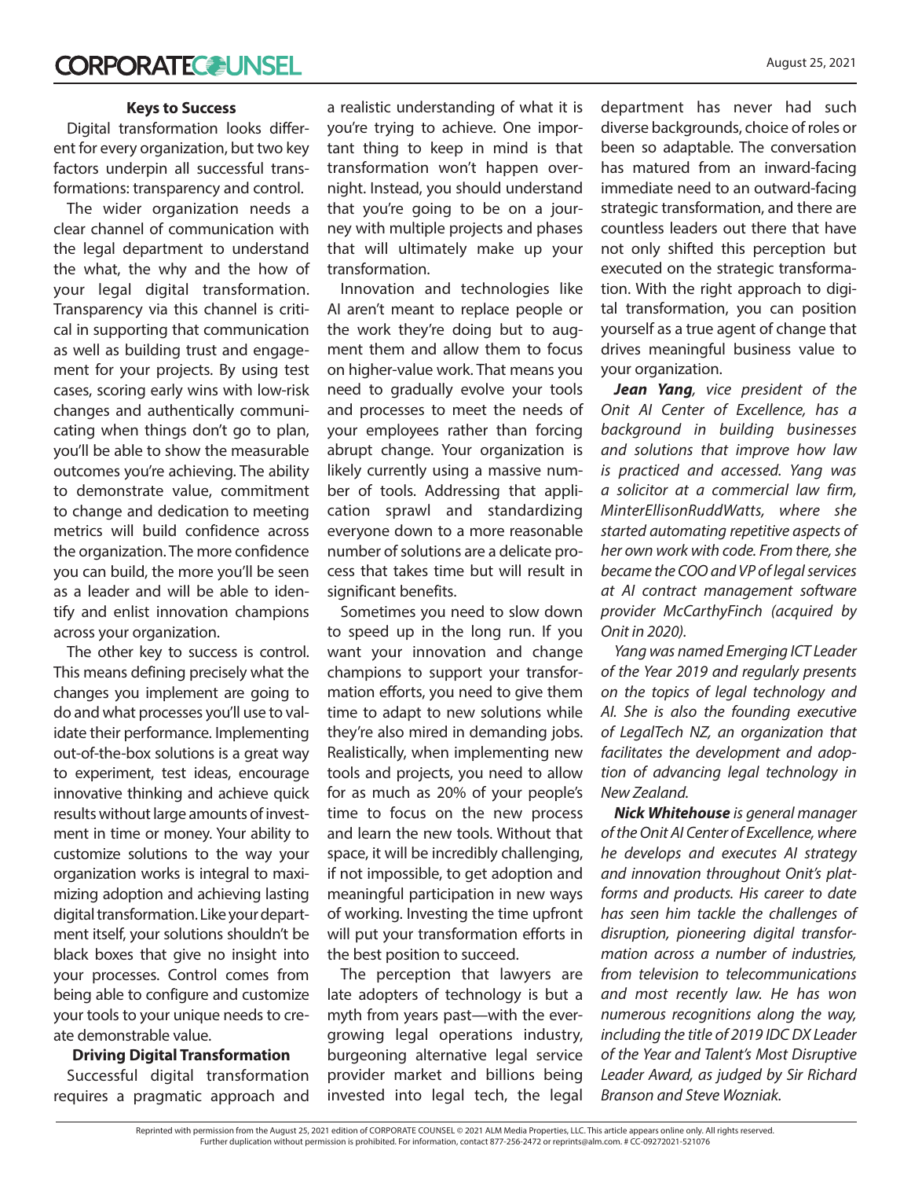### Keys to Success

Digital transformation looks different for every organization, but two key factors underpin all successful transformations: transparency and control.

The wider organization needs a clear channel of communication with the legal department to understand the what, the why and the how of your legal digital transformation. Transparency via this channel is critical in supporting that communication as well as building trust and engagement for your projects. By using test cases, scoring early wins with low-risk changes and authentically communicating when things don't go to plan, you'll be able to show the measurable outcomes you're achieving. The ability to demonstrate value, commitment to change and dedication to meeting metrics will build confidence across the organization. The more confidence you can build, the more you'll be seen as a leader and will be able to identify and enlist innovation champions across your organization.

The other key to success is control. This means defining precisely what the changes you implement are going to do and what processes you'll use to validate their performance. Implementing out-of-the-box solutions is a great way to experiment, test ideas, encourage innovative thinking and achieve quick results without large amounts of investment in time or money. Your ability to customize solutions to the way your organization works is integral to maximizing adoption and achieving lasting digital transformation. Like your department itself, your solutions shouldn't be black boxes that give no insight into your processes. Control comes from being able to configure and customize your tools to your unique needs to create demonstrable value.

### Driving Digital Transformation

Successful digital transformation requires a pragmatic approach and a realistic understanding of what it is you're trying to achieve. One important thing to keep in mind is that transformation won't happen overnight. Instead, you should understand that you're going to be on a journey with multiple projects and phases that will ultimately make up your transformation.

Innovation and technologies like AI aren't meant to replace people or the work they're doing but to augment them and allow them to focus on higher-value work. That means you need to gradually evolve your tools and processes to meet the needs of your employees rather than forcing abrupt change. Your organization is likely currently using a massive number of tools. Addressing that application sprawl and standardizing everyone down to a more reasonable number of solutions are a delicate process that takes time but will result in significant benefits.

Sometimes you need to slow down to speed up in the long run. If you want your innovation and change champions to support your transformation efforts, you need to give them time to adapt to new solutions while they're also mired in demanding jobs. Realistically, when implementing new tools and projects, you need to allow for as much as 20% of your people's time to focus on the new process and learn the new tools. Without that space, it will be incredibly challenging, if not impossible, to get adoption and meaningful participation in new ways of working. Investing the time upfront will put your transformation efforts in the best position to succeed.

The perception that lawyers are late adopters of technology is but a myth from years past—with the ever-growing legal operations industry, burgeoning alternative legal service provider market and billions being invested into legal tech, the legal department has never had such diverse backgrounds, choice of roles or been so adaptable. The conversation has matured from an inward-facing immediate need to an outward-facing strategic transformation, and there are countless leaders out there that have not only shifted this perception but executed on the strategic transformation. With the right approach to digital transformation, you can position yourself as a true agent of change that drives meaningful business value to your organization.

***Jean Yang**, vice president of the Onit AI Center of Excellence, has a background in building businesses and solutions that improve how law is practiced and accessed. Yang was a solicitor at a commercial law firm, MinterEllisonRuddWatts, where she started automating repetitive aspects of her own work with code. From there, she became the COO and VP of legal services at AI contract management software provider McCarthyFinch (acquired by Onit in 2020).*

*Yang was named Emerging ICT Leader of the Year 2019 and regularly presents on the topics of legal technology and AI. She is also the founding executive of LegalTech NZ, an organization that facilitates the development and adoption of advancing legal technology in New Zealand.*

***Nick Whitehouse** is general manager of the Onit AI Center of Excellence, where he develops and executes AI strategy and innovation throughout Onit's platforms and products. His career to date has seen him tackle the challenges of disruption, pioneering digital transformation across a number of industries, from television to telecommunications and most recently law. He has won numerous recognitions along the way, including the title of 2019 IDC DX Leader of the Year and Talent's Most Disruptive Leader Award, as judged by Sir Richard Branson and Steve Wozniak.*